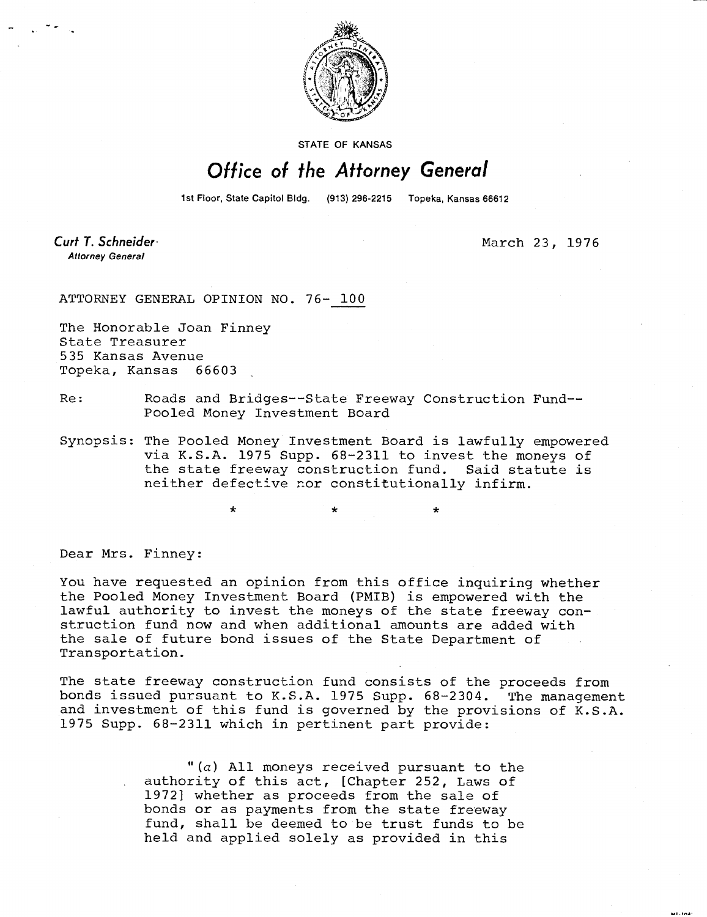STATE OF KANSAS

# Office of the Attorney General

1st Floor, State Capitol Bldg. (913) 296-2215 Topeka, Kansas 66612

**Curt T. Schneider**
*Attorney General*

March 23, 1976

ATTORNEY GENERAL OPINION NO. 76- 100

The Honorable Joan Finney
State Treasurer
535 Kansas Avenue
Topeka, Kansas 66603

Re: Roads and Bridges--State Freeway Construction Fund--Pooled Money Investment Board

Synopsis: The Pooled Money Investment Board is lawfully empowered via K.S.A. 1975 Supp. 68-2311 to invest the moneys of the state freeway construction fund. Said statute is neither defective nor constitutionally infirm.

\* \* \*

Dear Mrs. Finney:

You have requested an opinion from this office inquiring whether the Pooled Money Investment Board (PMIB) is empowered with the lawful authority to invest the moneys of the state freeway construction fund now and when additional amounts are added with the sale of future bond issues of the State Department of Transportation.

The state freeway construction fund consists of the proceeds from bonds issued pursuant to K.S.A. 1975 Supp. 68-2304. The management and investment of this fund is governed by the provisions of K.S.A. 1975 Supp. 68-2311 which in pertinent part provide:

> "(*a*) All moneys received pursuant to the authority of this act, [Chapter 252, Laws of 1972] whether as proceeds from the sale of bonds or as payments from the state freeway fund, shall be deemed to be trust funds to be held and applied solely as provided in this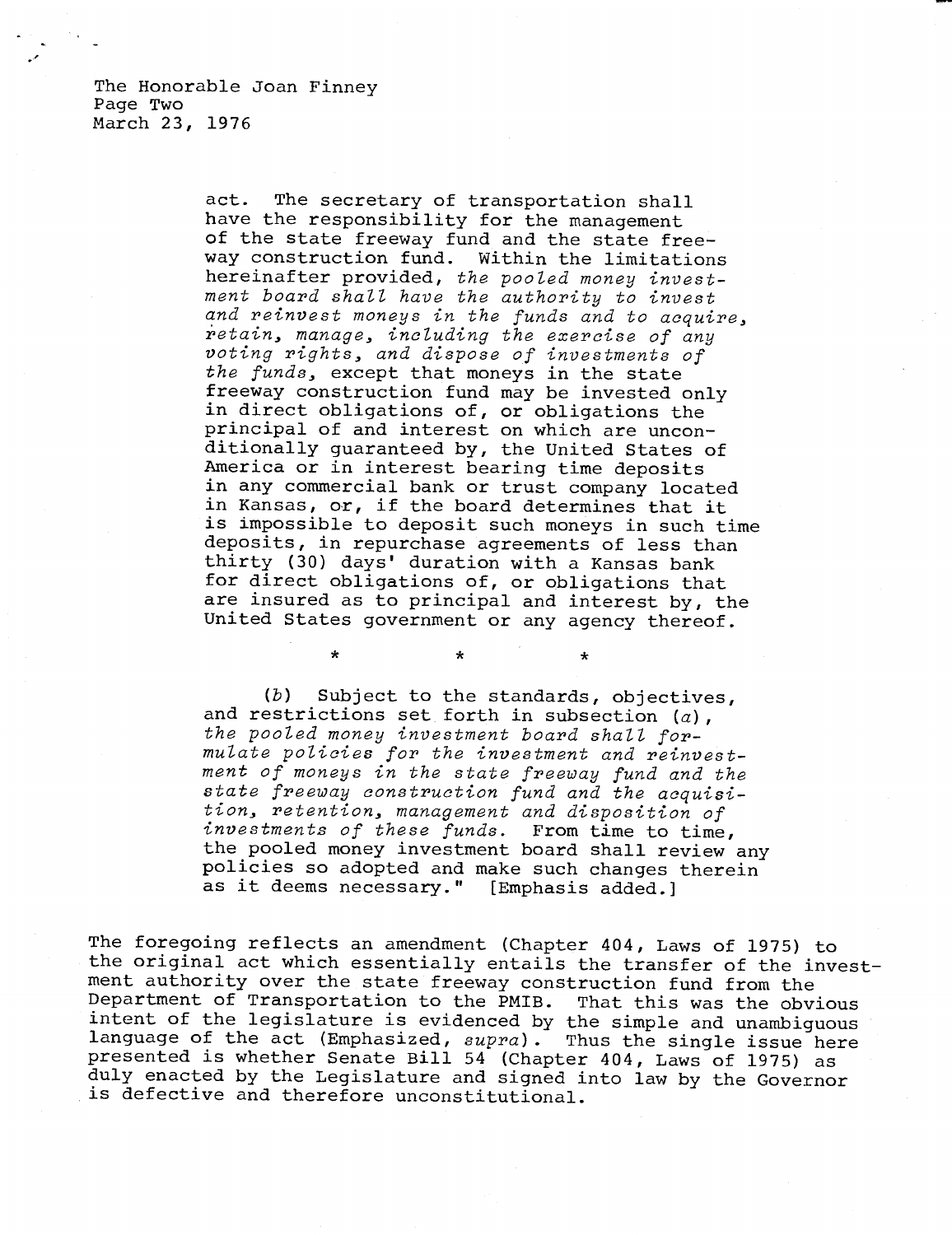The Honorable Joan Finney
Page Two
March 23, 1976

> act. The secretary of transportation shall have the responsibility for the management of the state freeway fund and the state freeway construction fund. Within the limitations hereinafter provided, *the pooled money investment board shall have the authority to invest and reinvest moneys in the funds and to acquire, retain, manage, including the exercise of any voting rights, and dispose of investments of the funds*, except that moneys in the state freeway construction fund may be invested only in direct obligations of, or obligations the principal of and interest on which are unconditionally guaranteed by, the United States of America or in interest bearing time deposits in any commercial bank or trust company located in Kansas, or, if the board determines that it is impossible to deposit such moneys in such time deposits, in repurchase agreements of less than thirty (30) days' duration with a Kansas bank for direct obligations of, or obligations that are insured as to principal and interest by, the United States government or any agency thereof.
>
> \* \* \*
>
> (*b*) Subject to the standards, objectives, and restrictions set forth in subsection (*a*), *the pooled money investment board shall formulate policies for the investment and reinvestment of moneys in the state freeway fund and the state freeway construction fund and the acquisition, retention, management and disposition of investments of these funds*. From time to time, the pooled money investment board shall review any policies so adopted and make such changes therein as it deems necessary." [Emphasis added.]

The foregoing reflects an amendment (Chapter 404, Laws of 1975) to the original act which essentially entails the transfer of the investment authority over the state freeway construction fund from the Department of Transportation to the PMIB. That this was the obvious intent of the legislature is evidenced by the simple and unambiguous language of the act (Emphasized, *supra*). Thus the single issue here presented is whether Senate Bill 54 (Chapter 404, Laws of 1975) as duly enacted by the Legislature and signed into law by the Governor is defective and therefore unconstitutional.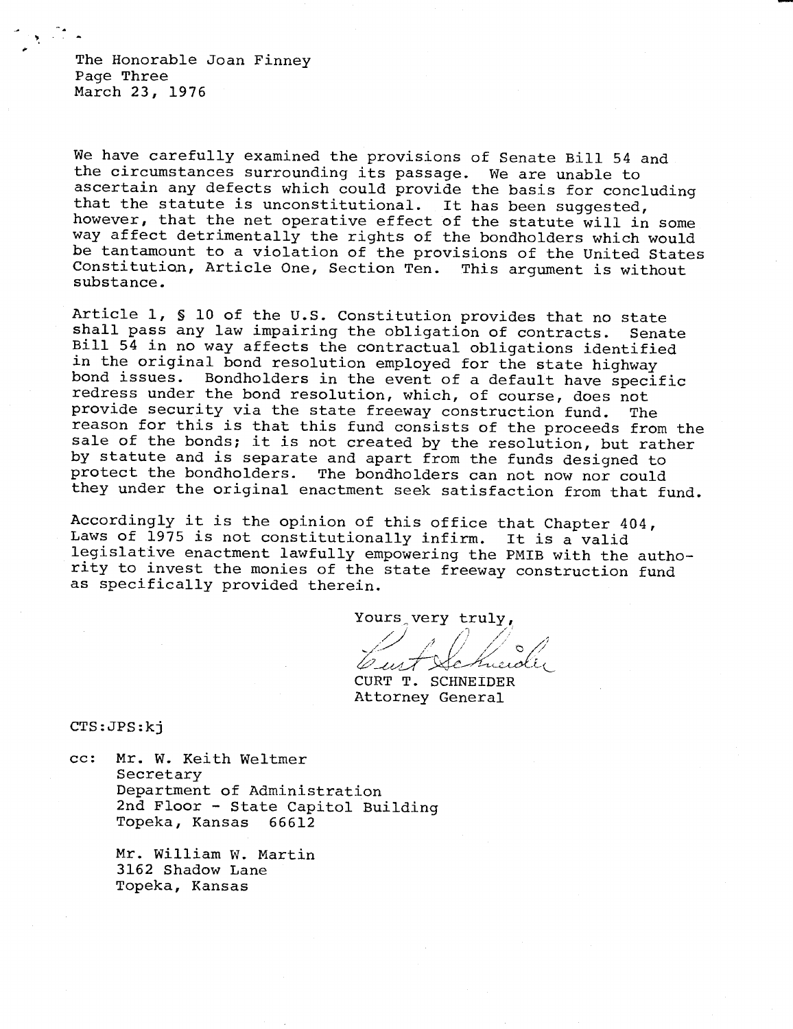The Honorable Joan Finney
Page Three
March 23, 1976

We have carefully examined the provisions of Senate Bill 54 and the circumstances surrounding its passage. We are unable to ascertain any defects which could provide the basis for concluding that the statute is unconstitutional. It has been suggested, however, that the net operative effect of the statute will in some way affect detrimentally the rights of the bondholders which would be tantamount to a violation of the provisions of the United States Constitution, Article One, Section Ten. This argument is without substance.

Article 1, § 10 of the U.S. Constitution provides that no state shall pass any law impairing the obligation of contracts. Senate Bill 54 in no way affects the contractual obligations identified in the original bond resolution employed for the state highway bond issues. Bondholders in the event of a default have specific redress under the bond resolution, which, of course, does not provide security via the state freeway construction fund. The reason for this is that this fund consists of the proceeds from the sale of the bonds; it is not created by the resolution, but rather by statute and is separate and apart from the funds designed to protect the bondholders. The bondholders can not now nor could they under the original enactment seek satisfaction from that fund.

Accordingly it is the opinion of this office that Chapter 404, Laws of 1975 is not constitutionally infirm. It is a valid legislative enactment lawfully empowering the PMIB with the authority to invest the monies of the state freeway construction fund as specifically provided therein.

Yours very truly,

Curt Schneider

CURT T. SCHNEIDER
Attorney General

CTS:JPS:kj

cc: Mr. W. Keith Weltmer
Secretary
Department of Administration
2nd Floor - State Capitol Building
Topeka, Kansas 66612

Mr. William W. Martin
3162 Shadow Lane
Topeka, Kansas